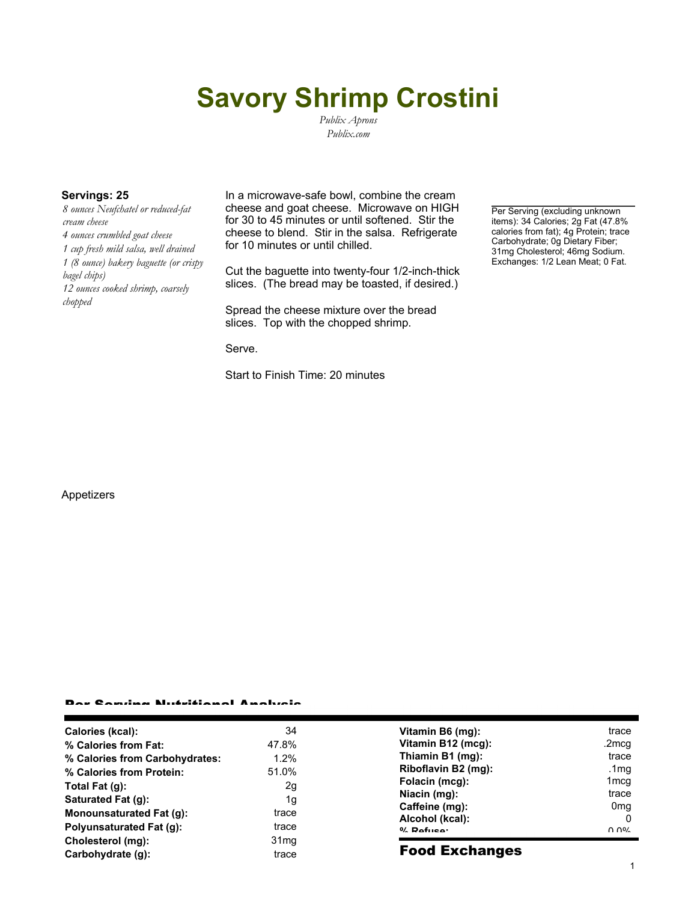# Savory Shrimp Crostini

*Publix Aprons*
*Publix.com*

**Servings: 25**

*8 ounces Neufchatel or reduced-fat cream cheese*
*4 ounces crumbled goat cheese*
*1 cup fresh mild salsa, well drained*
*1 (8 ounce) bakery baguette (or crispy bagel chips)*
*12 ounces cooked shrimp, coarsely chopped*

In a microwave-safe bowl, combine the cream cheese and goat cheese. Microwave on HIGH for 30 to 45 minutes or until softened. Stir the cheese to blend. Stir in the salsa. Refrigerate for 10 minutes or until chilled.

Cut the baguette into twenty-four 1/2-inch-thick slices. (The bread may be toasted, if desired.)

Spread the cheese mixture over the bread slices. Top with the chopped shrimp.

Serve.

Start to Finish Time: 20 minutes

Per Serving (excluding unknown items): 34 Calories; 2g Fat (47.8% calories from fat); 4g Protein; trace Carbohydrate; 0g Dietary Fiber; 31mg Cholesterol; 46mg Sodium. Exchanges: 1/2 Lean Meat; 0 Fat.

Appetizers

## Per Serving Nutritional Analysis

| | | | |
|---|---|---|---|
| **Calories (kcal):** | 34 | **Vitamin B6 (mg):** | trace |
| **% Calories from Fat:** | 47.8% | **Vitamin B12 (mcg):** | .2mcg |
| **% Calories from Carbohydrates:** | 1.2% | **Thiamin B1 (mg):** | trace |
| **% Calories from Protein:** | 51.0% | **Riboflavin B2 (mg):** | .1mg |
| **Total Fat (g):** | 2g | **Folacin (mcg):** | 1mcg |
| **Saturated Fat (g):** | 1g | **Niacin (mg):** | trace |
| **Monounsaturated Fat (g):** | trace | **Caffeine (mg):** | 0mg |
| **Polyunsaturated Fat (g):** | trace | **Alcohol (kcal):** | 0 |
| **Cholesterol (mg):** | 31mg | **% Refuse:** | 0.0% |
| **Carbohydrate (g):** | trace | | |

## Food Exchanges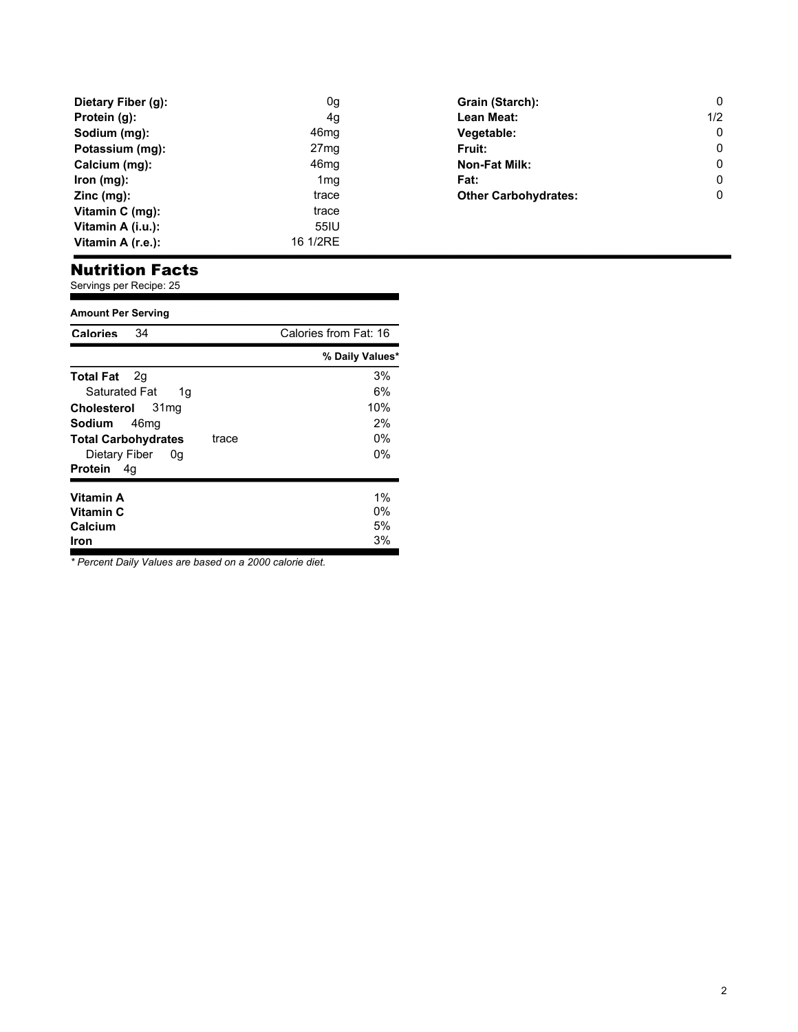| | |
|---|---|
| **Dietary Fiber (g):** | 0g |
| **Protein (g):** | 4g |
| **Sodium (mg):** | 46mg |
| **Potassium (mg):** | 27mg |
| **Calcium (mg):** | 46mg |
| **Iron (mg):** | 1mg |
| **Zinc (mg):** | trace |
| **Vitamin C (mg):** | trace |
| **Vitamin A (i.u.):** | 55IU |
| **Vitamin A (r.e.):** | 16 1/2RE |

| | |
|---|---|
| **Grain (Starch):** | 0 |
| **Lean Meat:** | 1/2 |
| **Vegetable:** | 0 |
| **Fruit:** | 0 |
| **Non-Fat Milk:** | 0 |
| **Fat:** | 0 |
| **Other Carbohydrates:** | 0 |

## Nutrition Facts

Servings per Recipe: 25

**Amount Per Serving**

| | |
|---|---|
| **Calories** 34 | Calories from Fat: 16 |
| | **% Daily Values*** |
| **Total Fat** 2g | 3% |
| Saturated Fat 1g | 6% |
| **Cholesterol** 31mg | 10% |
| **Sodium** 46mg | 2% |
| **Total Carbohydrates** trace | 0% |
| Dietary Fiber 0g | 0% |
| **Protein** 4g | |
| **Vitamin A** | 1% |
| **Vitamin C** | 0% |
| **Calcium** | 5% |
| **Iron** | 3% |

*\* Percent Daily Values are based on a 2000 calorie diet.*